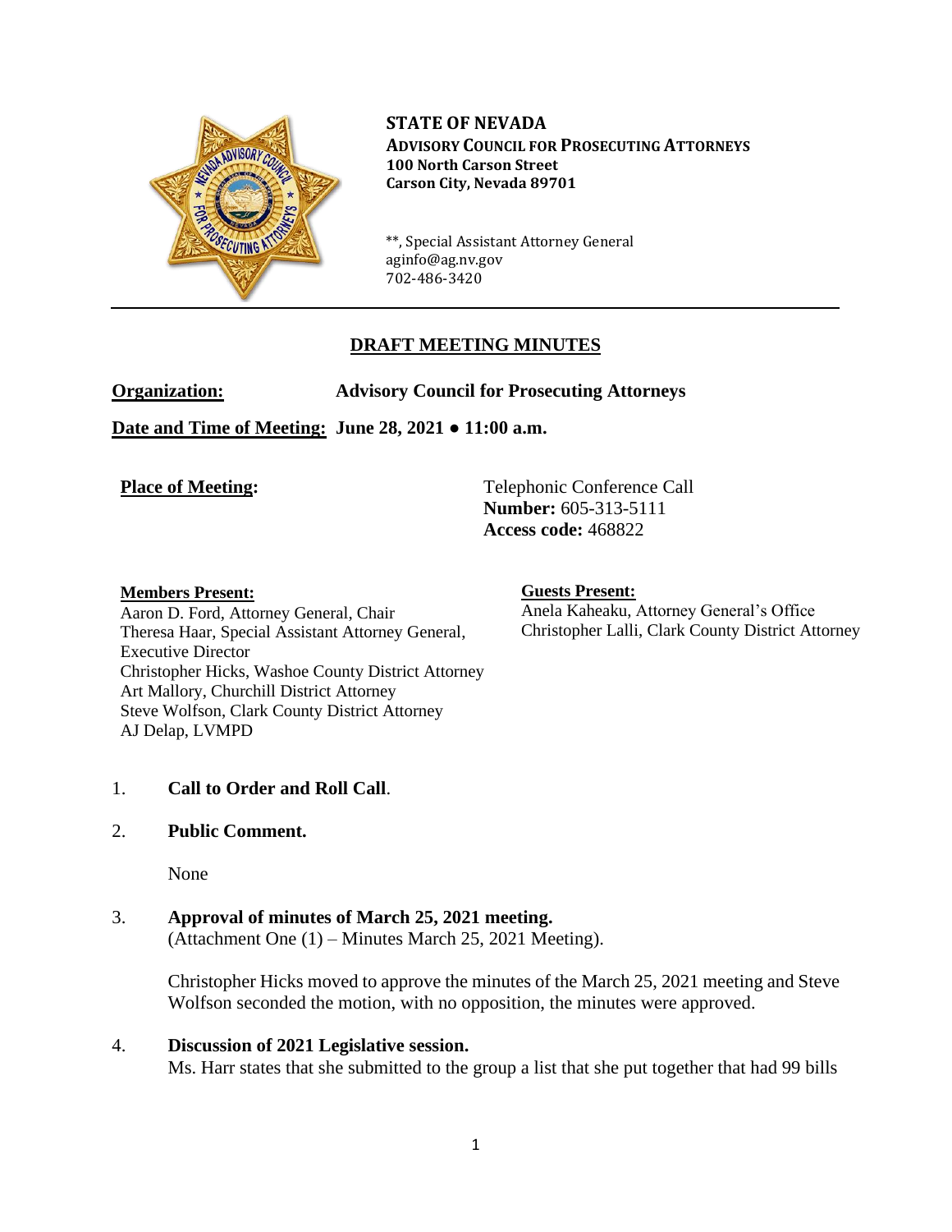**STATE OF NEVADA**
**ADVISORY COUNCIL FOR PROSECUTING ATTORNEYS**
**100 North Carson Street**
**Carson City, Nevada 89701**

**, Special Assistant Attorney General
aginfo@ag.nv.gov
702-486-3420

## DRAFT MEETING MINUTES

**Organization:** **Advisory Council for Prosecuting Attorneys**

**Date and Time of Meeting:** **June 28, 2021 ● 11:00 a.m.**

**Place of Meeting:** Telephonic Conference Call
**Number:** 605-313-5111
**Access code:** 468822

**Members Present:**
Aaron D. Ford, Attorney General, Chair
Theresa Haar, Special Assistant Attorney General, Executive Director
Christopher Hicks, Washoe County District Attorney
Art Mallory, Churchill District Attorney
Steve Wolfson, Clark County District Attorney
AJ Delap, LVMPD

**Guests Present:**
Anela Kaheaku, Attorney General's Office
Christopher Lalli, Clark County District Attorney

1. **Call to Order and Roll Call**.

2. **Public Comment.**

   None

3. **Approval of minutes of March 25, 2021 meeting.**
   (Attachment One (1) – Minutes March 25, 2021 Meeting).

   Christopher Hicks moved to approve the minutes of the March 25, 2021 meeting and Steve Wolfson seconded the motion, with no opposition, the minutes were approved.

4. **Discussion of 2021 Legislative session.**
   Ms. Harr states that she submitted to the group a list that she put together that had 99 bills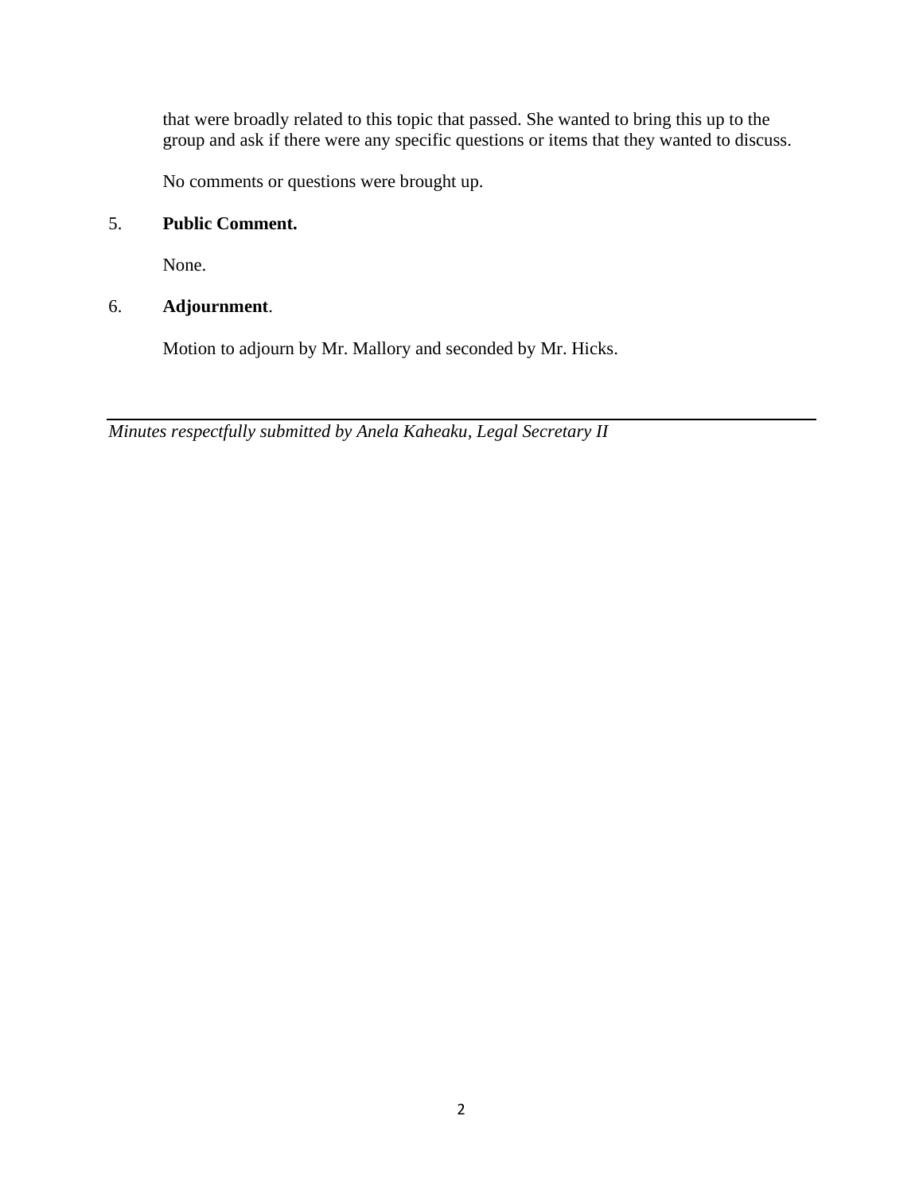that were broadly related to this topic that passed. She wanted to bring this up to the group and ask if there were any specific questions or items that they wanted to discuss.

No comments or questions were brought up.

5. **Public Comment.**

   None.

6. **Adjournment**.

   Motion to adjourn by Mr. Mallory and seconded by Mr. Hicks.

---

*Minutes respectfully submitted by Anela Kaheaku, Legal Secretary II*